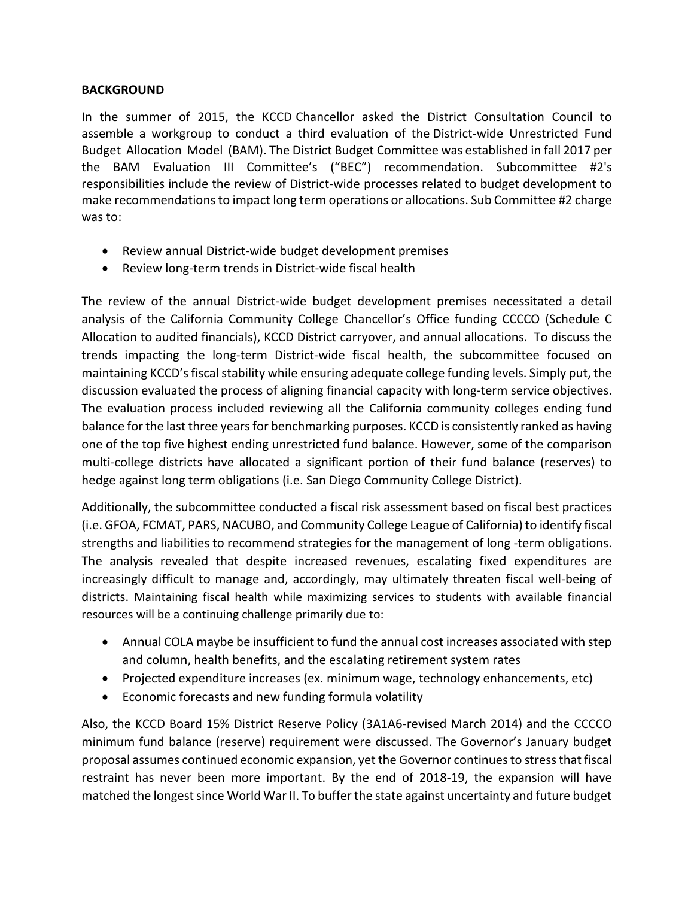**BACKGROUND**

In the summer of 2015, the KCCD Chancellor asked the District Consultation Council to assemble a workgroup to conduct a third evaluation of the District-wide Unrestricted Fund Budget Allocation Model (BAM). The District Budget Committee was established in fall 2017 per the BAM Evaluation III Committee's ("BEC") recommendation. Subcommittee #2's responsibilities include the review of District-wide processes related to budget development to make recommendations to impact long term operations or allocations. Sub Committee #2 charge was to:

- Review annual District-wide budget development premises
- Review long-term trends in District-wide fiscal health

The review of the annual District-wide budget development premises necessitated a detail analysis of the California Community College Chancellor's Office funding CCCCO (Schedule C Allocation to audited financials), KCCD District carryover, and annual allocations. To discuss the trends impacting the long-term District-wide fiscal health, the subcommittee focused on maintaining KCCD's fiscal stability while ensuring adequate college funding levels. Simply put, the discussion evaluated the process of aligning financial capacity with long-term service objectives. The evaluation process included reviewing all the California community colleges ending fund balance for the last three years for benchmarking purposes. KCCD is consistently ranked as having one of the top five highest ending unrestricted fund balance. However, some of the comparison multi-college districts have allocated a significant portion of their fund balance (reserves) to hedge against long term obligations (i.e. San Diego Community College District).

Additionally, the subcommittee conducted a fiscal risk assessment based on fiscal best practices (i.e. GFOA, FCMAT, PARS, NACUBO, and Community College League of California) to identify fiscal strengths and liabilities to recommend strategies for the management of long -term obligations. The analysis revealed that despite increased revenues, escalating fixed expenditures are increasingly difficult to manage and, accordingly, may ultimately threaten fiscal well-being of districts. Maintaining fiscal health while maximizing services to students with available financial resources will be a continuing challenge primarily due to:

- Annual COLA maybe be insufficient to fund the annual cost increases associated with step and column, health benefits, and the escalating retirement system rates
- Projected expenditure increases (ex. minimum wage, technology enhancements, etc)
- Economic forecasts and new funding formula volatility

Also, the KCCD Board 15% District Reserve Policy (3A1A6-revised March 2014) and the CCCCO minimum fund balance (reserve) requirement were discussed. The Governor's January budget proposal assumes continued economic expansion, yet the Governor continues to stress that fiscal restraint has never been more important. By the end of 2018-19, the expansion will have matched the longest since World War II. To buffer the state against uncertainty and future budget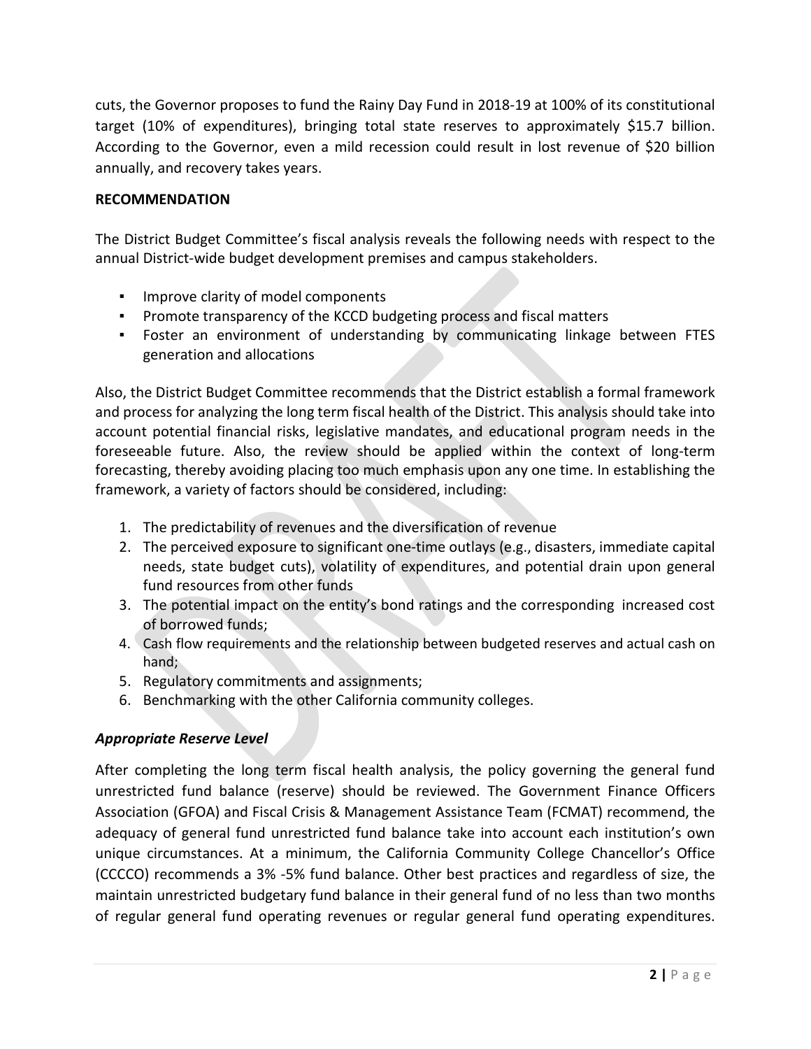cuts, the Governor proposes to fund the Rainy Day Fund in 2018-19 at 100% of its constitutional target (10% of expenditures), bringing total state reserves to approximately $15.7 billion. According to the Governor, even a mild recession could result in lost revenue of $20 billion annually, and recovery takes years.

**RECOMMENDATION**

The District Budget Committee's fiscal analysis reveals the following needs with respect to the annual District-wide budget development premises and campus stakeholders.

- Improve clarity of model components
- Promote transparency of the KCCD budgeting process and fiscal matters
- Foster an environment of understanding by communicating linkage between FTES generation and allocations

Also, the District Budget Committee recommends that the District establish a formal framework and process for analyzing the long term fiscal health of the District. This analysis should take into account potential financial risks, legislative mandates, and educational program needs in the foreseeable future. Also, the review should be applied within the context of long-term forecasting, thereby avoiding placing too much emphasis upon any one time. In establishing the framework, a variety of factors should be considered, including:

1. The predictability of revenues and the diversification of revenue
2. The perceived exposure to significant one-time outlays (e.g., disasters, immediate capital needs, state budget cuts), volatility of expenditures, and potential drain upon general fund resources from other funds
3. The potential impact on the entity's bond ratings and the corresponding increased cost of borrowed funds;
4. Cash flow requirements and the relationship between budgeted reserves and actual cash on hand;
5. Regulatory commitments and assignments;
6. Benchmarking with the other California community colleges.

***Appropriate Reserve Level***

After completing the long term fiscal health analysis, the policy governing the general fund unrestricted fund balance (reserve) should be reviewed. The Government Finance Officers Association (GFOA) and Fiscal Crisis & Management Assistance Team (FCMAT) recommend, the adequacy of general fund unrestricted fund balance take into account each institution's own unique circumstances. At a minimum, the California Community College Chancellor's Office (CCCCO) recommends a 3% -5% fund balance. Other best practices and regardless of size, the maintain unrestricted budgetary fund balance in their general fund of no less than two months of regular general fund operating revenues or regular general fund operating expenditures.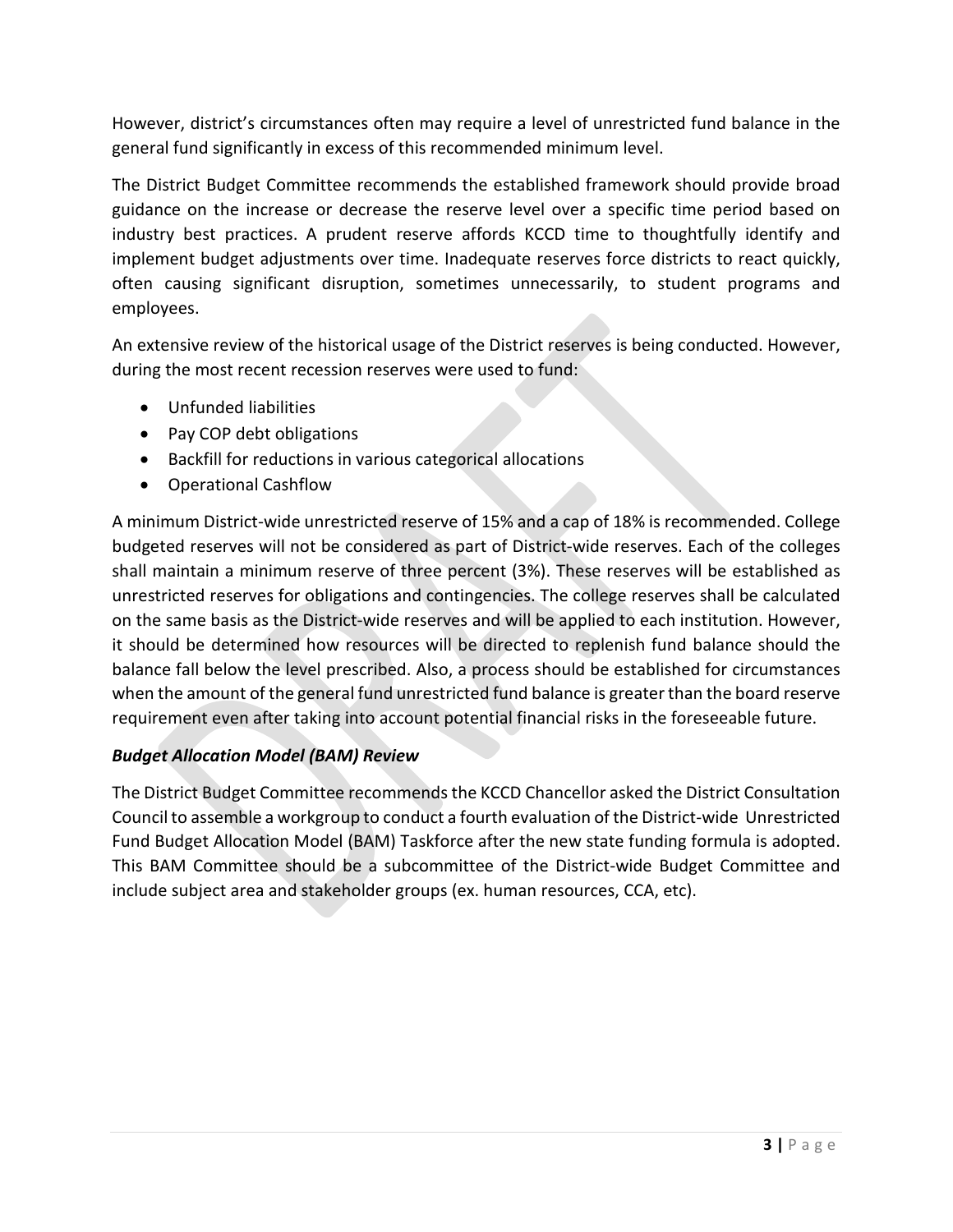However, district's circumstances often may require a level of unrestricted fund balance in the general fund significantly in excess of this recommended minimum level.

The District Budget Committee recommends the established framework should provide broad guidance on the increase or decrease the reserve level over a specific time period based on industry best practices. A prudent reserve affords KCCD time to thoughtfully identify and implement budget adjustments over time. Inadequate reserves force districts to react quickly, often causing significant disruption, sometimes unnecessarily, to student programs and employees.

An extensive review of the historical usage of the District reserves is being conducted. However, during the most recent recession reserves were used to fund:

- Unfunded liabilities
- Pay COP debt obligations
- Backfill for reductions in various categorical allocations
- Operational Cashflow

A minimum District-wide unrestricted reserve of 15% and a cap of 18% is recommended. College budgeted reserves will not be considered as part of District-wide reserves. Each of the colleges shall maintain a minimum reserve of three percent (3%). These reserves will be established as unrestricted reserves for obligations and contingencies. The college reserves shall be calculated on the same basis as the District-wide reserves and will be applied to each institution. However, it should be determined how resources will be directed to replenish fund balance should the balance fall below the level prescribed. Also, a process should be established for circumstances when the amount of the general fund unrestricted fund balance is greater than the board reserve requirement even after taking into account potential financial risks in the foreseeable future.

***Budget Allocation Model (BAM) Review***

The District Budget Committee recommends the KCCD Chancellor asked the District Consultation Council to assemble a workgroup to conduct a fourth evaluation of the District-wide Unrestricted Fund Budget Allocation Model (BAM) Taskforce after the new state funding formula is adopted. This BAM Committee should be a subcommittee of the District-wide Budget Committee and include subject area and stakeholder groups (ex. human resources, CCA, etc).